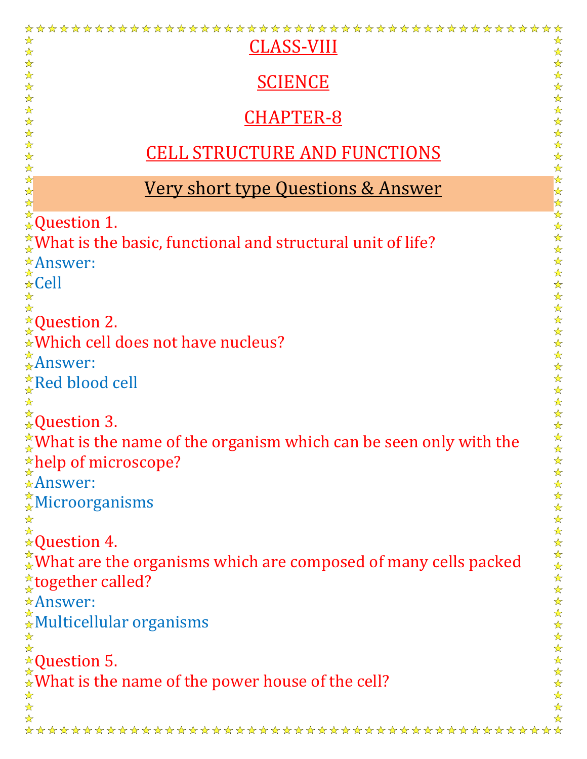# CLASS-VIII

# SCIENCE

# CHAPTER-8

# CELL STRUCTURE AND FUNCTIONS

## Very short type Questions & Answer

Question 1.
What is the basic, functional and structural unit of life?
Answer:
Cell

Question 2.
Which cell does not have nucleus?
Answer:
Red blood cell

Question 3.
What is the name of the organism which can be seen only with the help of microscope?
Answer:
Microorganisms

Question 4.
What are the organisms which are composed of many cells packed together called?
Answer:
Multicellular organisms

Question 5.
What is the name of the power house of the cell?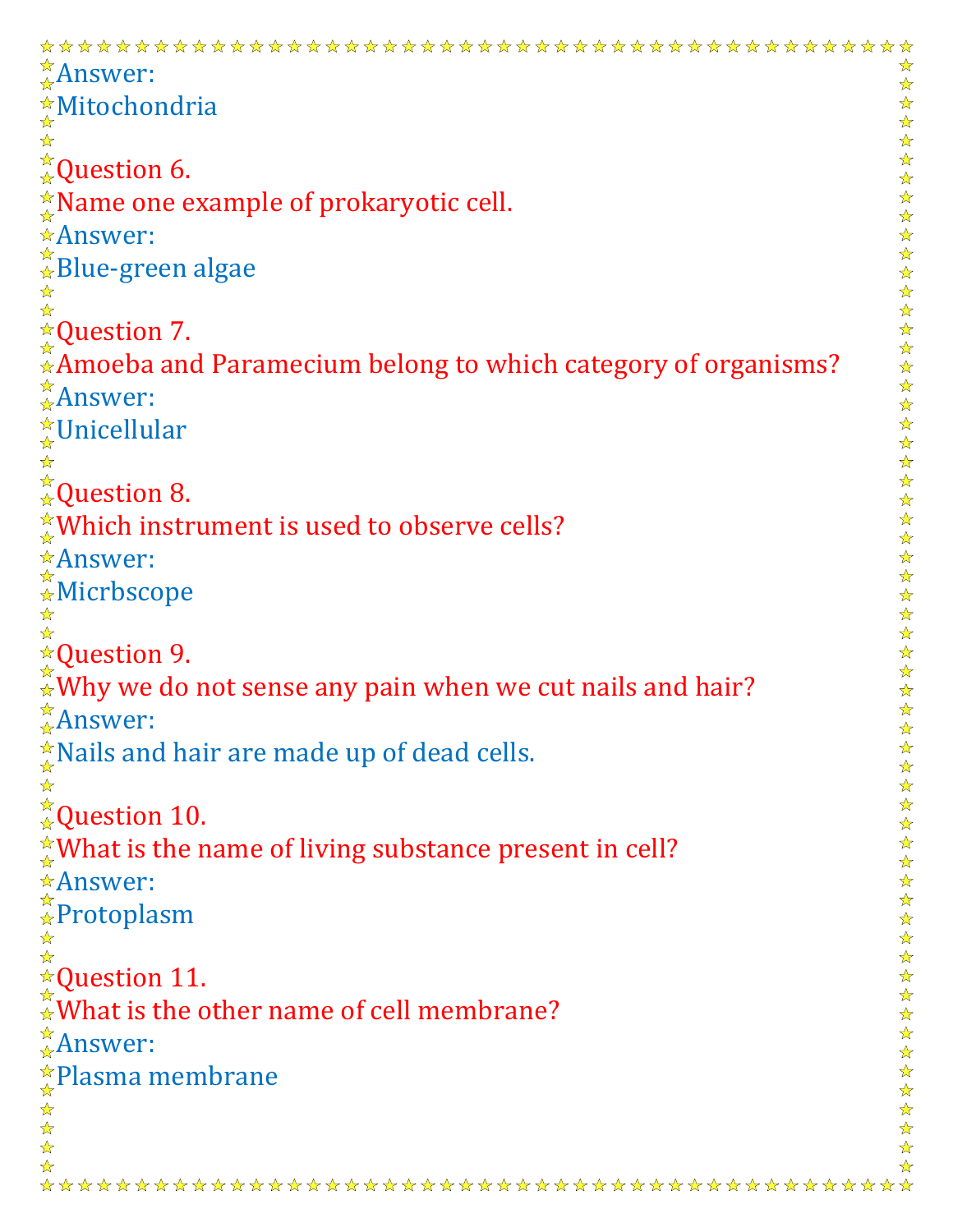Answer:
Mitochondria

Question 6.
Name one example of prokaryotic cell.
Answer:
Blue-green algae

Question 7.
Amoeba and Paramecium belong to which category of organisms?
Answer:
Unicellular

Question 8.
Which instrument is used to observe cells?
Answer:
Micrbscope

Question 9.
Why we do not sense any pain when we cut nails and hair?
Answer:
Nails and hair are made up of dead cells.

Question 10.
What is the name of living substance present in cell?
Answer:
Protoplasm

Question 11.
What is the other name of cell membrane?
Answer:
Plasma membrane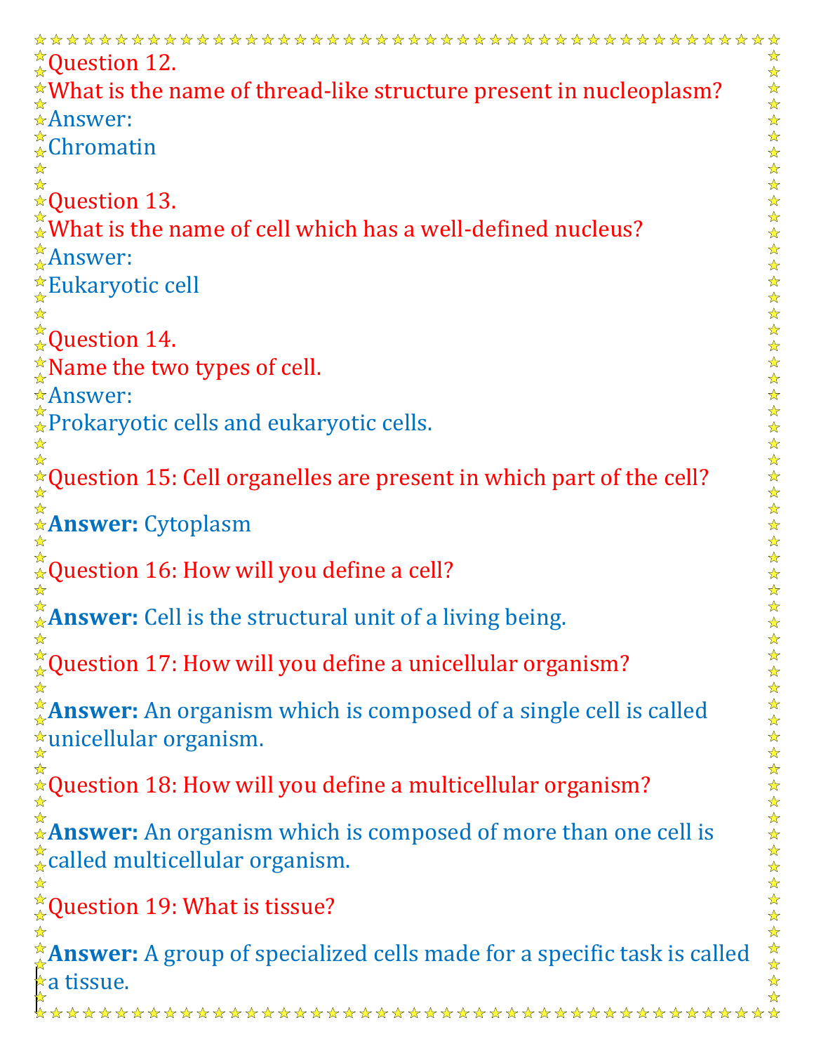Question 12.
What is the name of thread-like structure present in nucleoplasm?
Answer:
Chromatin

Question 13.
What is the name of cell which has a well-defined nucleus?
Answer:
Eukaryotic cell

Question 14.
Name the two types of cell.
Answer:
Prokaryotic cells and eukaryotic cells.

Question 15: Cell organelles are present in which part of the cell?

**Answer:** Cytoplasm

Question 16: How will you define a cell?

**Answer:** Cell is the structural unit of a living being.

Question 17: How will you define a unicellular organism?

**Answer:** An organism which is composed of a single cell is called unicellular organism.

Question 18: How will you define a multicellular organism?

**Answer:** An organism which is composed of more than one cell is called multicellular organism.

Question 19: What is tissue?

**Answer:** A group of specialized cells made for a specific task is called a tissue.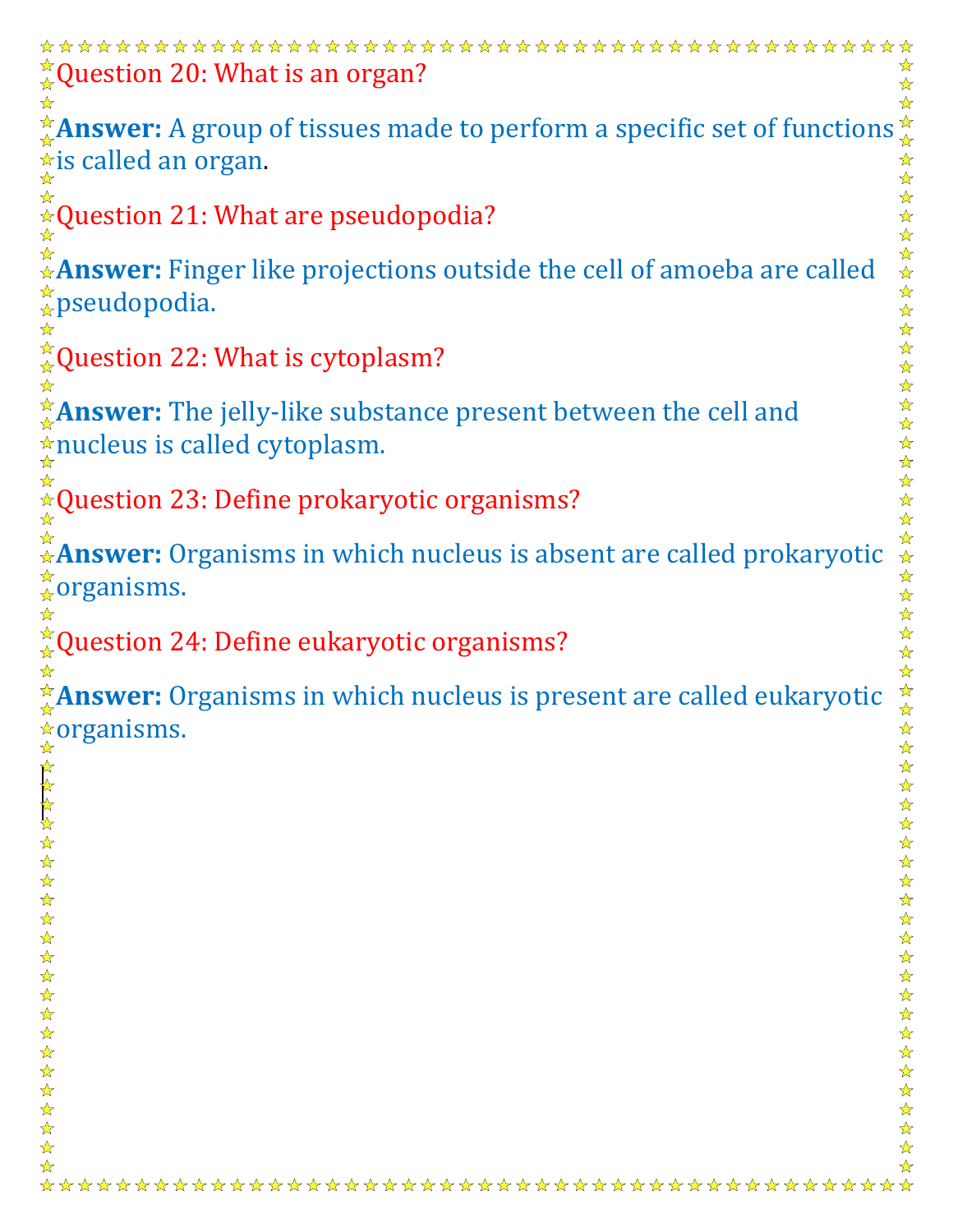Question 20: What is an organ?

**Answer:** A group of tissues made to perform a specific set of functions is called an organ.

Question 21: What are pseudopodia?

**Answer:** Finger like projections outside the cell of amoeba are called pseudopodia.

Question 22: What is cytoplasm?

**Answer:** The jelly-like substance present between the cell and nucleus is called cytoplasm.

Question 23: Define prokaryotic organisms?

**Answer:** Organisms in which nucleus is absent are called prokaryotic organisms.

Question 24: Define eukaryotic organisms?

**Answer:** Organisms in which nucleus is present are called eukaryotic organisms.